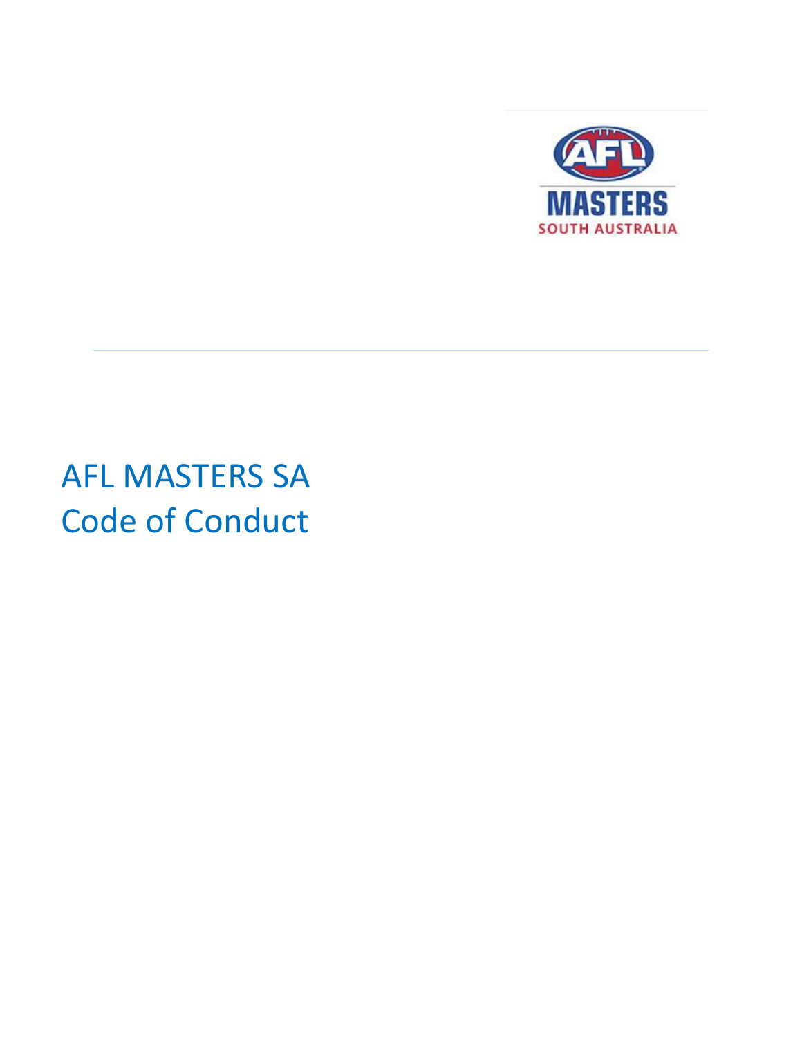# AFL MASTERS SA
# Code of Conduct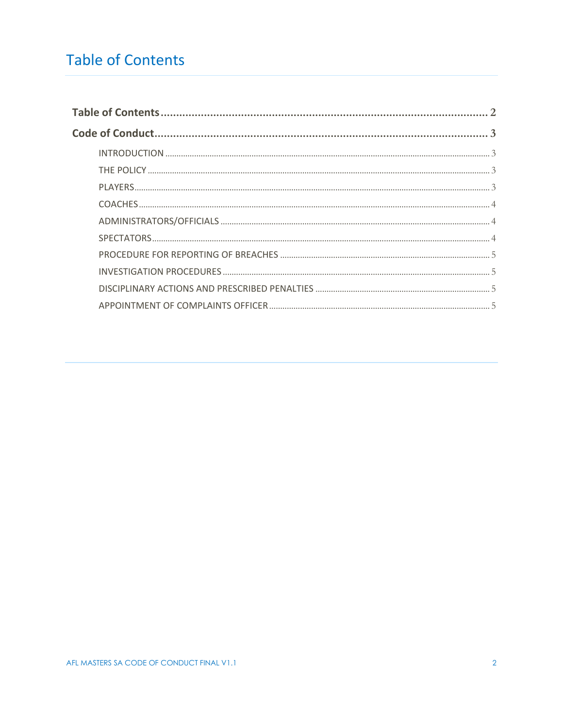# Table of Contents

**Table of Contents** ........ 2

**Code of Conduct** ........ 3

- INTRODUCTION ........ 3
- THE POLICY ........ 3
- PLAYERS ........ 3
- COACHES ........ 4
- ADMINISTRATORS/OFFICIALS ........ 4
- SPECTATORS ........ 4
- PROCEDURE FOR REPORTING OF BREACHES ........ 5
- INVESTIGATION PROCEDURES ........ 5
- DISCIPLINARY ACTIONS AND PRESCRIBED PENALTIES ........ 5
- APPOINTMENT OF COMPLAINTS OFFICER ........ 5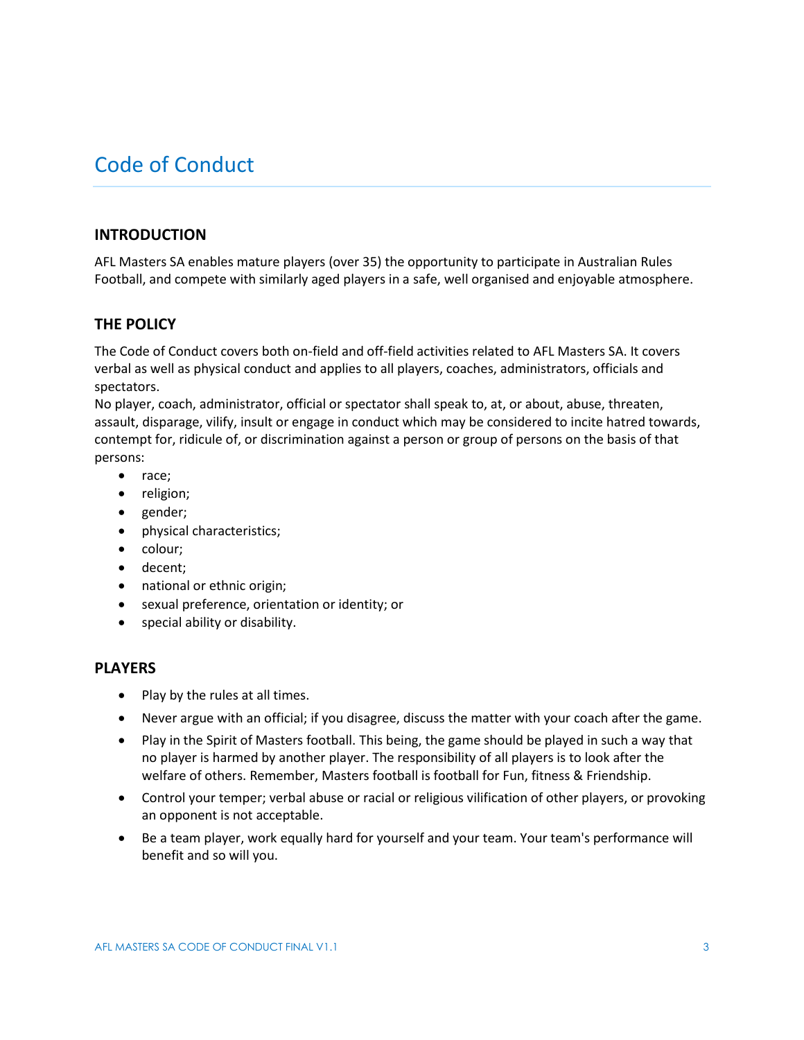# Code of Conduct

## INTRODUCTION

AFL Masters SA enables mature players (over 35) the opportunity to participate in Australian Rules Football, and compete with similarly aged players in a safe, well organised and enjoyable atmosphere.

## THE POLICY

The Code of Conduct covers both on-field and off-field activities related to AFL Masters SA. It covers verbal as well as physical conduct and applies to all players, coaches, administrators, officials and spectators.

No player, coach, administrator, official or spectator shall speak to, at, or about, abuse, threaten, assault, disparage, vilify, insult or engage in conduct which may be considered to incite hatred towards, contempt for, ridicule of, or discrimination against a person or group of persons on the basis of that persons:

- race;
- religion;
- gender;
- physical characteristics;
- colour;
- decent;
- national or ethnic origin;
- sexual preference, orientation or identity; or
- special ability or disability.

## PLAYERS

- Play by the rules at all times.
- Never argue with an official; if you disagree, discuss the matter with your coach after the game.
- Play in the Spirit of Masters football. This being, the game should be played in such a way that no player is harmed by another player. The responsibility of all players is to look after the welfare of others. Remember, Masters football is football for Fun, fitness & Friendship.
- Control your temper; verbal abuse or racial or religious vilification of other players, or provoking an opponent is not acceptable.
- Be a team player, work equally hard for yourself and your team. Your team's performance will benefit and so will you.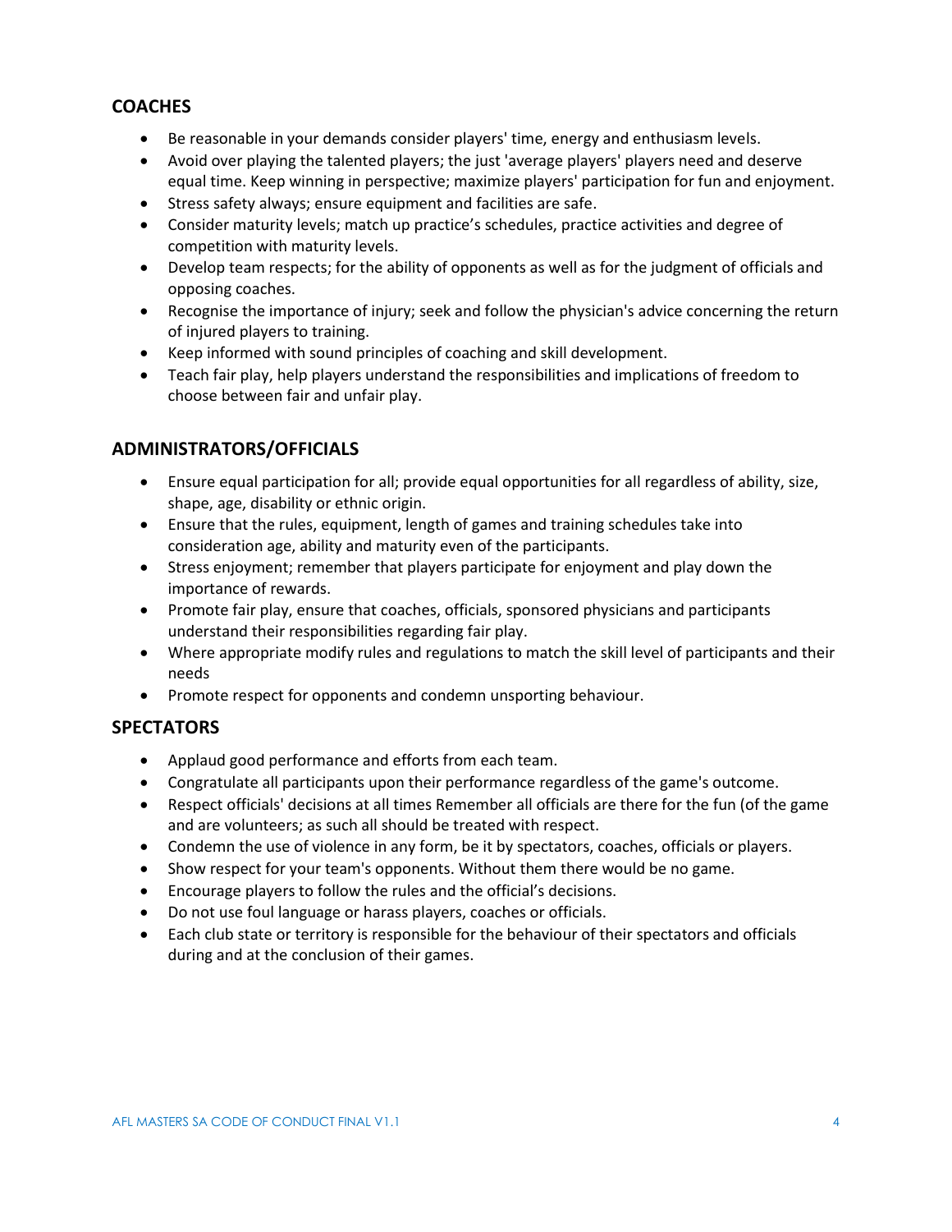## COACHES

- Be reasonable in your demands consider players' time, energy and enthusiasm levels.
- Avoid over playing the talented players; the just 'average players' players need and deserve equal time. Keep winning in perspective; maximize players' participation for fun and enjoyment.
- Stress safety always; ensure equipment and facilities are safe.
- Consider maturity levels; match up practice's schedules, practice activities and degree of competition with maturity levels.
- Develop team respects; for the ability of opponents as well as for the judgment of officials and opposing coaches.
- Recognise the importance of injury; seek and follow the physician's advice concerning the return of injured players to training.
- Keep informed with sound principles of coaching and skill development.
- Teach fair play, help players understand the responsibilities and implications of freedom to choose between fair and unfair play.

## ADMINISTRATORS/OFFICIALS

- Ensure equal participation for all; provide equal opportunities for all regardless of ability, size, shape, age, disability or ethnic origin.
- Ensure that the rules, equipment, length of games and training schedules take into consideration age, ability and maturity even of the participants.
- Stress enjoyment; remember that players participate for enjoyment and play down the importance of rewards.
- Promote fair play, ensure that coaches, officials, sponsored physicians and participants understand their responsibilities regarding fair play.
- Where appropriate modify rules and regulations to match the skill level of participants and their needs
- Promote respect for opponents and condemn unsporting behaviour.

## SPECTATORS

- Applaud good performance and efforts from each team.
- Congratulate all participants upon their performance regardless of the game's outcome.
- Respect officials' decisions at all times Remember all officials are there for the fun (of the game and are volunteers; as such all should be treated with respect.
- Condemn the use of violence in any form, be it by spectators, coaches, officials or players.
- Show respect for your team's opponents. Without them there would be no game.
- Encourage players to follow the rules and the official's decisions.
- Do not use foul language or harass players, coaches or officials.
- Each club state or territory is responsible for the behaviour of their spectators and officials during and at the conclusion of their games.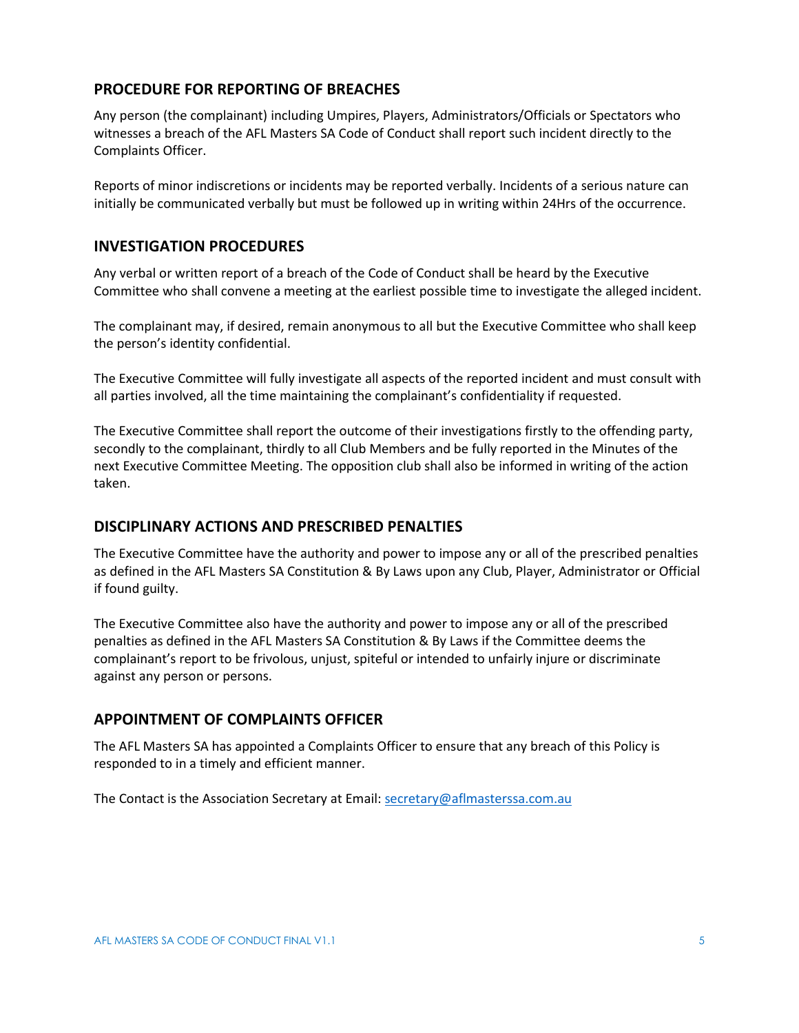## PROCEDURE FOR REPORTING OF BREACHES

Any person (the complainant) including Umpires, Players, Administrators/Officials or Spectators who witnesses a breach of the AFL Masters SA Code of Conduct shall report such incident directly to the Complaints Officer.

Reports of minor indiscretions or incidents may be reported verbally. Incidents of a serious nature can initially be communicated verbally but must be followed up in writing within 24Hrs of the occurrence.

## INVESTIGATION PROCEDURES

Any verbal or written report of a breach of the Code of Conduct shall be heard by the Executive Committee who shall convene a meeting at the earliest possible time to investigate the alleged incident.

The complainant may, if desired, remain anonymous to all but the Executive Committee who shall keep the person's identity confidential.

The Executive Committee will fully investigate all aspects of the reported incident and must consult with all parties involved, all the time maintaining the complainant's confidentiality if requested.

The Executive Committee shall report the outcome of their investigations firstly to the offending party, secondly to the complainant, thirdly to all Club Members and be fully reported in the Minutes of the next Executive Committee Meeting. The opposition club shall also be informed in writing of the action taken.

## DISCIPLINARY ACTIONS AND PRESCRIBED PENALTIES

The Executive Committee have the authority and power to impose any or all of the prescribed penalties as defined in the AFL Masters SA Constitution & By Laws upon any Club, Player, Administrator or Official if found guilty.

The Executive Committee also have the authority and power to impose any or all of the prescribed penalties as defined in the AFL Masters SA Constitution & By Laws if the Committee deems the complainant's report to be frivolous, unjust, spiteful or intended to unfairly injure or discriminate against any person or persons.

## APPOINTMENT OF COMPLAINTS OFFICER

The AFL Masters SA has appointed a Complaints Officer to ensure that any breach of this Policy is responded to in a timely and efficient manner.

The Contact is the Association Secretary at Email: secretary@aflmasterssa.com.au